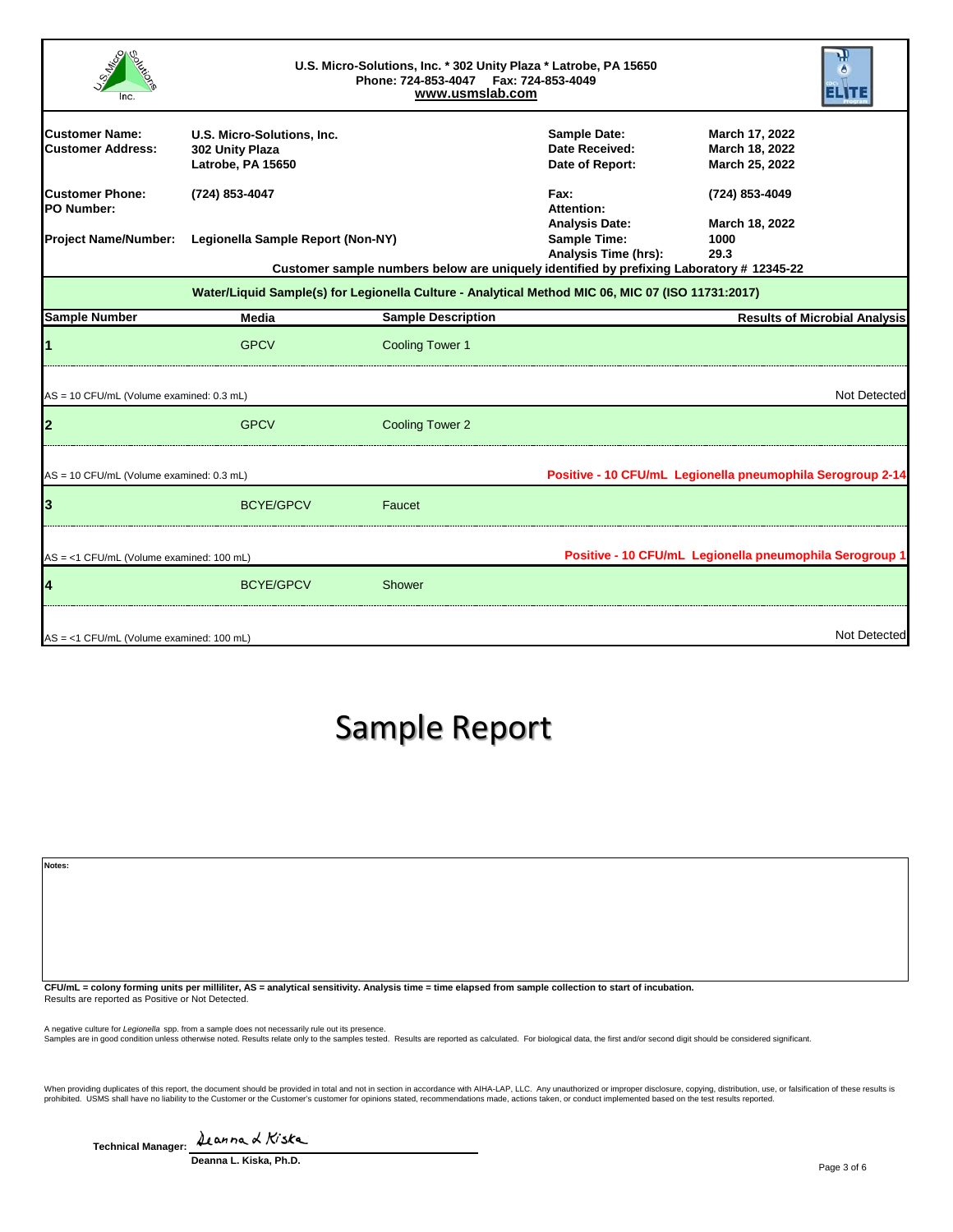**U.S. Micro-Solutions, Inc. * 302 Unity Plaza * Latrobe, PA 15650**
**Phone: 724-853-4047 Fax: 724-853-4049**
**www.usmslab.com**

| | | | |
|---|---|---|---|
| **Customer Name:** | **U.S. Micro-Solutions, Inc.** | **Sample Date:** | **March 17, 2022** |
| **Customer Address:** | **302 Unity Plaza** | **Date Received:** | **March 18, 2022** |
| | **Latrobe, PA 15650** | **Date of Report:** | **March 25, 2022** |
| **Customer Phone:** | **(724) 853-4047** | **Fax:** | **(724) 853-4049** |
| **PO Number:** | | **Attention:** | |
| | | **Analysis Date:** | **March 18, 2022** |
| **Project Name/Number:** | **Legionella Sample Report (Non-NY)** | **Sample Time:** | **1000** |
| | | **Analysis Time (hrs):** | **29.3** |

**Customer sample numbers below are uniquely identified by prefixing Laboratory # 12345-22**

**Water/Liquid Sample(s) for Legionella Culture - Analytical Method MIC 06, MIC 07 (ISO 11731:2017)**

| Sample Number | Media | Sample Description | Results of Microbial Analysis |
|---|---|---|---|
| **1** | GPCV | Cooling Tower 1 | |
| AS = 10 CFU/mL (Volume examined: 0.3 mL) | | | Not Detected |
| **2** | GPCV | Cooling Tower 2 | |
| AS = 10 CFU/mL (Volume examined: 0.3 mL) | | | **Positive - 10 CFU/mL Legionella pneumophila Serogroup 2-14** |
| **3** | BCYE/GPCV | Faucet | |
| AS = <1 CFU/mL (Volume examined: 100 mL) | | | **Positive - 10 CFU/mL Legionella pneumophila Serogroup 1** |
| **4** | BCYE/GPCV | Shower | |
| AS = <1 CFU/mL (Volume examined: 100 mL) | | | Not Detected |

# Sample Report

**Notes:**

**CFU/mL = colony forming units per milliliter, AS = analytical sensitivity. Analysis time = time elapsed from sample collection to start of incubation.**
Results are reported as Positive or Not Detected.

A negative culture for *Legionella* spp. from a sample does not necessarily rule out its presence.
Samples are in good condition unless otherwise noted. Results relate only to the samples tested. Results are reported as calculated. For biological data, the first and/or second digit should be considered significant.

When providing duplicates of this report, the document should be provided in total and not in section in accordance with AIHA-LAP, LLC. Any unauthorized or improper disclosure, copying, distribution, use, or falsification of these results is prohibited. USMS shall have no liability to the Customer or the Customer's customer for opinions stated, recommendations made, actions taken, or conduct implemented based on the test results reported.

**Technical Manager:** Deanna L Kiska
**Deanna L. Kiska, Ph.D.**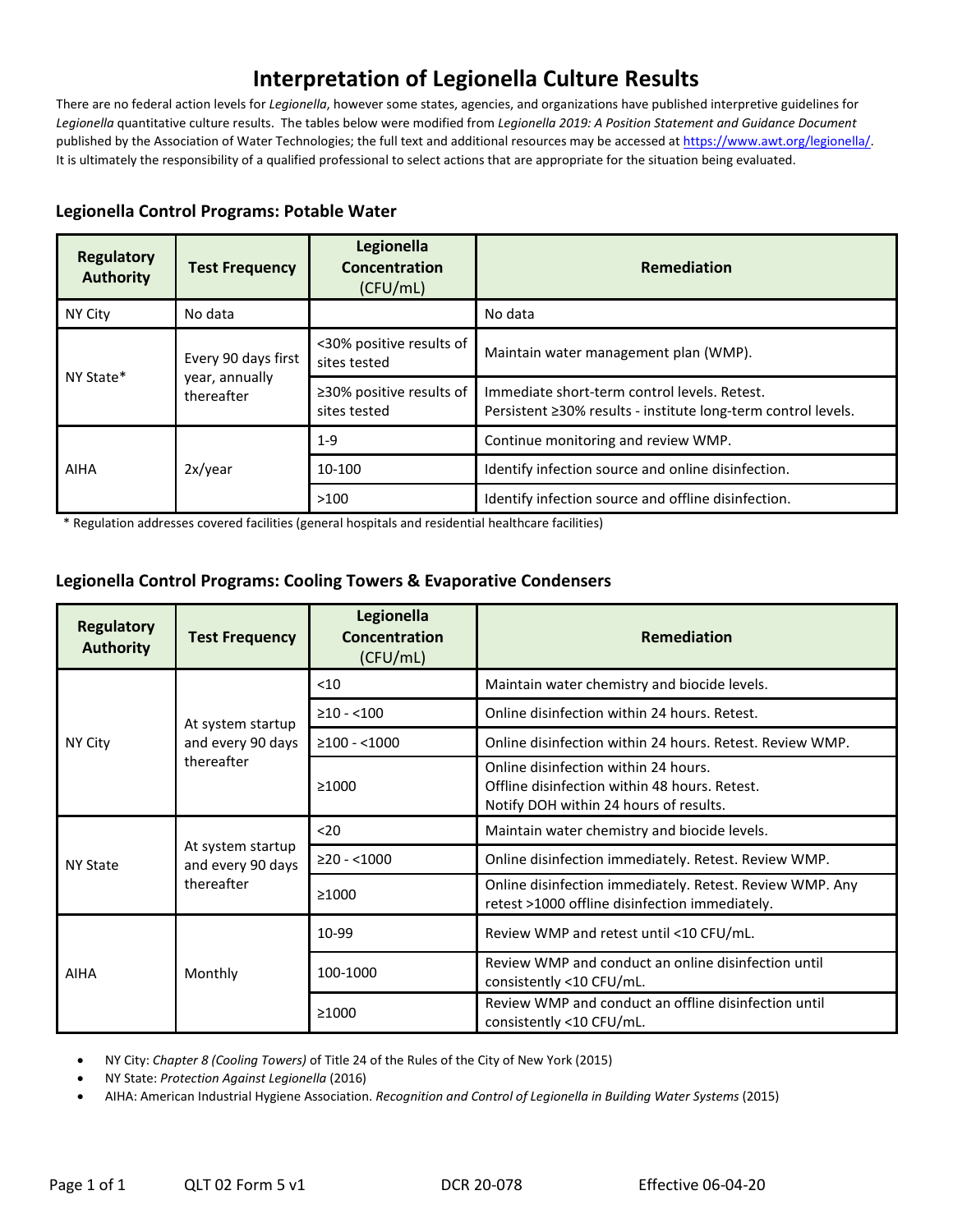# Interpretation of Legionella Culture Results

There are no federal action levels for *Legionella*, however some states, agencies, and organizations have published interpretive guidelines for *Legionella* quantitative culture results. The tables below were modified from *Legionella 2019: A Position Statement and Guidance Document* published by the Association of Water Technologies; the full text and additional resources may be accessed at https://www.awt.org/legionella/. It is ultimately the responsibility of a qualified professional to select actions that are appropriate for the situation being evaluated.

### Legionella Control Programs: Potable Water

| Regulatory Authority | Test Frequency | Legionella Concentration (CFU/mL) | Remediation |
|---|---|---|---|
| NY City | No data | | No data |
| NY State* | Every 90 days first year, annually thereafter | <30% positive results of sites tested | Maintain water management plan (WMP). |
| | | ≥30% positive results of sites tested | Immediate short-term control levels. Retest.<br>Persistent ≥30% results - institute long-term control levels. |
| AIHA | 2x/year | 1-9 | Continue monitoring and review WMP. |
| | | 10-100 | Identify infection source and online disinfection. |
| | | >100 | Identify infection source and offline disinfection. |

\* Regulation addresses covered facilities (general hospitals and residential healthcare facilities)

### Legionella Control Programs: Cooling Towers & Evaporative Condensers

| Regulatory Authority | Test Frequency | Legionella Concentration (CFU/mL) | Remediation |
|---|---|---|---|
| NY City | At system startup and every 90 days thereafter | <10 | Maintain water chemistry and biocide levels. |
| | | ≥10 - <100 | Online disinfection within 24 hours. Retest. |
| | | ≥100 - <1000 | Online disinfection within 24 hours. Retest. Review WMP. |
| | | ≥1000 | Online disinfection within 24 hours.<br>Offline disinfection within 48 hours. Retest.<br>Notify DOH within 24 hours of results. |
| NY State | At system startup and every 90 days thereafter | <20 | Maintain water chemistry and biocide levels. |
| | | ≥20 - <1000 | Online disinfection immediately. Retest. Review WMP. |
| | | ≥1000 | Online disinfection immediately. Retest. Review WMP. Any retest >1000 offline disinfection immediately. |
| AIHA | Monthly | 10-99 | Review WMP and retest until <10 CFU/mL. |
| | | 100-1000 | Review WMP and conduct an online disinfection until consistently <10 CFU/mL. |
| | | ≥1000 | Review WMP and conduct an offline disinfection until consistently <10 CFU/mL. |

- NY City: *Chapter 8 (Cooling Towers)* of Title 24 of the Rules of the City of New York (2015)
- NY State: *Protection Against Legionella* (2016)
- AIHA: American Industrial Hygiene Association. *Recognition and Control of Legionella in Building Water Systems* (2015)

QLT 02 Form 5 v1 DCR 20-078 Effective 06-04-20